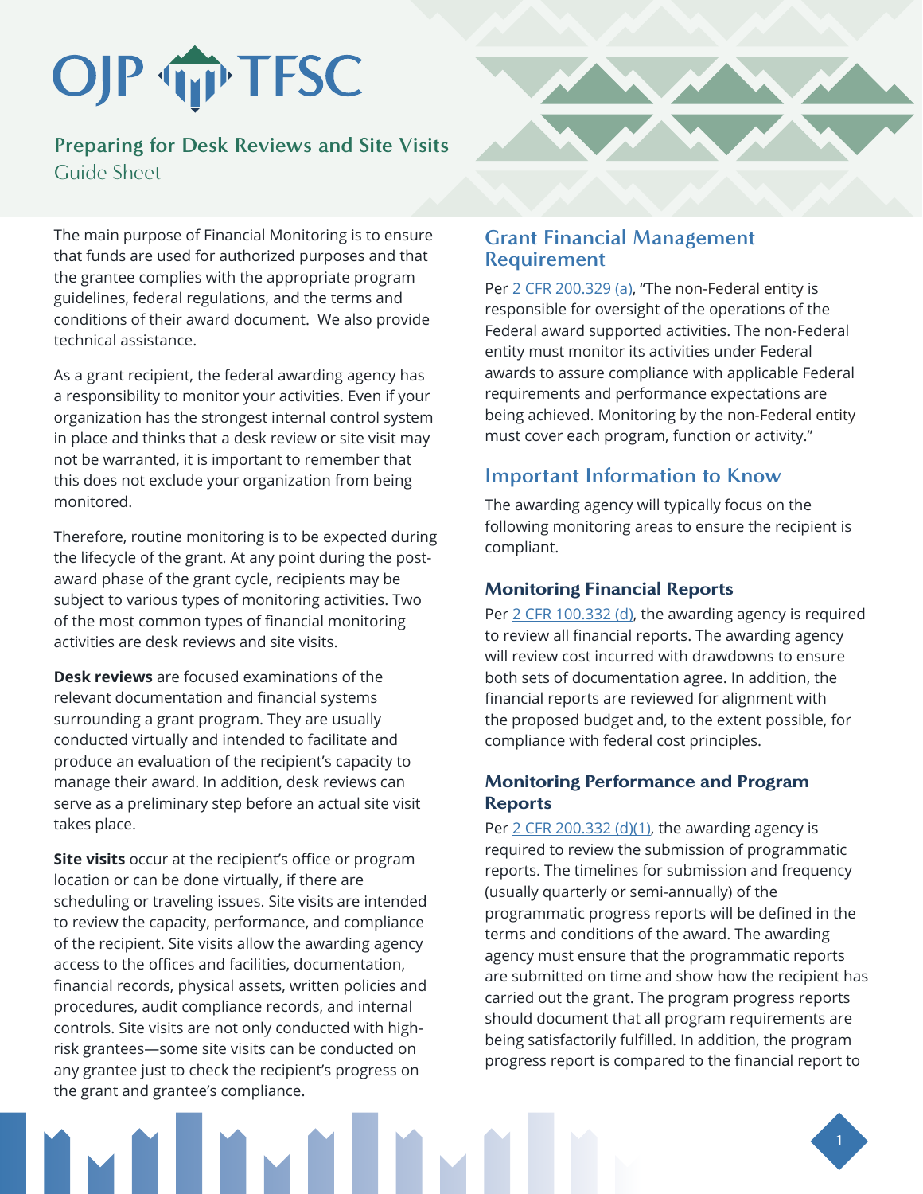# OJP TFSC

## Preparing for Desk Reviews and Site Visits

Guide Sheet

The main purpose of Financial Monitoring is to ensure that funds are used for authorized purposes and that the grantee complies with the appropriate program guidelines, federal regulations, and the terms and conditions of their award document. We also provide technical assistance.

As a grant recipient, the federal awarding agency has a responsibility to monitor your activities. Even if your organization has the strongest internal control system in place and thinks that a desk review or site visit may not be warranted, it is important to remember that this does not exclude your organization from being monitored.

Therefore, routine monitoring is to be expected during the lifecycle of the grant. At any point during the post-award phase of the grant cycle, recipients may be subject to various types of monitoring activities. Two of the most common types of financial monitoring activities are desk reviews and site visits.

**Desk reviews** are focused examinations of the relevant documentation and financial systems surrounding a grant program. They are usually conducted virtually and intended to facilitate and produce an evaluation of the recipient's capacity to manage their award. In addition, desk reviews can serve as a preliminary step before an actual site visit takes place.

**Site visits** occur at the recipient's office or program location or can be done virtually, if there are scheduling or traveling issues. Site visits are intended to review the capacity, performance, and compliance of the recipient. Site visits allow the awarding agency access to the offices and facilities, documentation, financial records, physical assets, written policies and procedures, audit compliance records, and internal controls. Site visits are not only conducted with high-risk grantees—some site visits can be conducted on any grantee just to check the recipient's progress on the grant and grantee's compliance.

## Grant Financial Management Requirement

Per 2 CFR 200.329 (a), "The non-Federal entity is responsible for oversight of the operations of the Federal award supported activities. The non-Federal entity must monitor its activities under Federal awards to assure compliance with applicable Federal requirements and performance expectations are being achieved. Monitoring by the non-Federal entity must cover each program, function or activity."

## Important Information to Know

The awarding agency will typically focus on the following monitoring areas to ensure the recipient is compliant.

### Monitoring Financial Reports

Per 2 CFR 100.332 (d), the awarding agency is required to review all financial reports. The awarding agency will review cost incurred with drawdowns to ensure both sets of documentation agree. In addition, the financial reports are reviewed for alignment with the proposed budget and, to the extent possible, for compliance with federal cost principles.

### Monitoring Performance and Program Reports

Per 2 CFR 200.332 (d)(1), the awarding agency is required to review the submission of programmatic reports. The timelines for submission and frequency (usually quarterly or semi-annually) of the programmatic progress reports will be defined in the terms and conditions of the award. The awarding agency must ensure that the programmatic reports are submitted on time and show how the recipient has carried out the grant. The program progress reports should document that all program requirements are being satisfactorily fulfilled. In addition, the program progress report is compared to the financial report to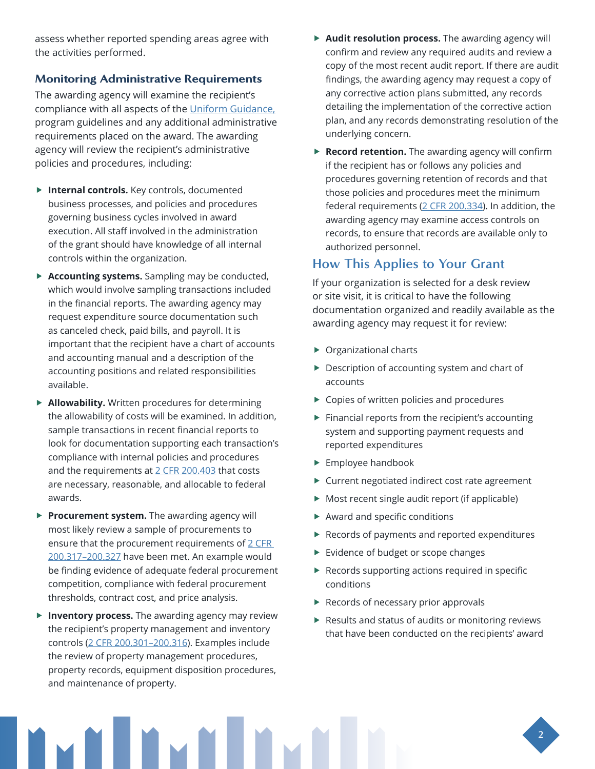assess whether reported spending areas agree with the activities performed.

### Monitoring Administrative Requirements

The awarding agency will examine the recipient's compliance with all aspects of the Uniform Guidance, program guidelines and any additional administrative requirements placed on the award. The awarding agency will review the recipient's administrative policies and procedures, including:

- **Internal controls.** Key controls, documented business processes, and policies and procedures governing business cycles involved in award execution. All staff involved in the administration of the grant should have knowledge of all internal controls within the organization.
- **Accounting systems.** Sampling may be conducted, which would involve sampling transactions included in the financial reports. The awarding agency may request expenditure source documentation such as canceled check, paid bills, and payroll. It is important that the recipient have a chart of accounts and accounting manual and a description of the accounting positions and related responsibilities available.
- **Allowability.** Written procedures for determining the allowability of costs will be examined. In addition, sample transactions in recent financial reports to look for documentation supporting each transaction's compliance with internal policies and procedures and the requirements at 2 CFR 200.403 that costs are necessary, reasonable, and allocable to federal awards.
- **Procurement system.** The awarding agency will most likely review a sample of procurements to ensure that the procurement requirements of 2 CFR 200.317–200.327 have been met. An example would be finding evidence of adequate federal procurement competition, compliance with federal procurement thresholds, contract cost, and price analysis.
- **Inventory process.** The awarding agency may review the recipient's property management and inventory controls (2 CFR 200.301–200.316). Examples include the review of property management procedures, property records, equipment disposition procedures, and maintenance of property.
- **Audit resolution process.** The awarding agency will confirm and review any required audits and review a copy of the most recent audit report. If there are audit findings, the awarding agency may request a copy of any corrective action plans submitted, any records detailing the implementation of the corrective action plan, and any records demonstrating resolution of the underlying concern.
- **Record retention.** The awarding agency will confirm if the recipient has or follows any policies and procedures governing retention of records and that those policies and procedures meet the minimum federal requirements (2 CFR 200.334). In addition, the awarding agency may examine access controls on records, to ensure that records are available only to authorized personnel.

## How This Applies to Your Grant

If your organization is selected for a desk review or site visit, it is critical to have the following documentation organized and readily available as the awarding agency may request it for review:

- Organizational charts
- Description of accounting system and chart of accounts
- Copies of written policies and procedures
- Financial reports from the recipient's accounting system and supporting payment requests and reported expenditures
- Employee handbook
- Current negotiated indirect cost rate agreement
- Most recent single audit report (if applicable)
- Award and specific conditions
- Records of payments and reported expenditures
- Evidence of budget or scope changes
- Records supporting actions required in specific conditions
- Records of necessary prior approvals
- Results and status of audits or monitoring reviews that have been conducted on the recipients' award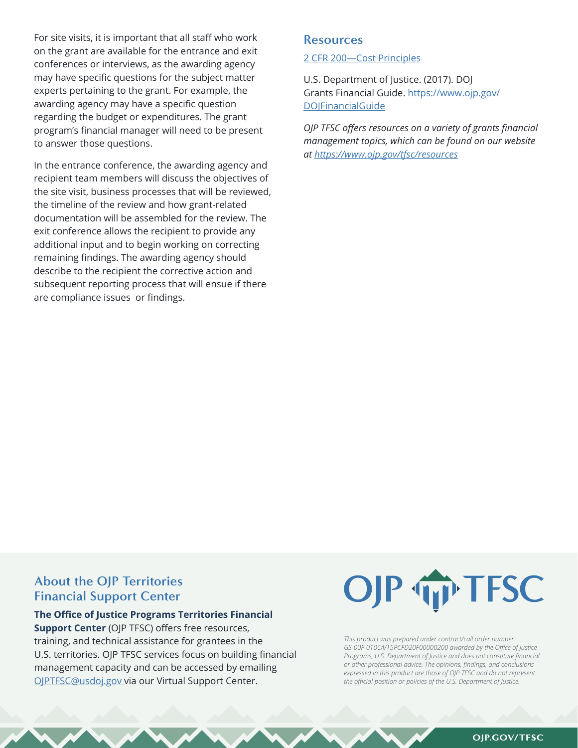For site visits, it is important that all staff who work on the grant are available for the entrance and exit conferences or interviews, as the awarding agency may have specific questions for the subject matter experts pertaining to the grant. For example, the awarding agency may have a specific question regarding the budget or expenditures. The grant program's financial manager will need to be present to answer those questions.

In the entrance conference, the awarding agency and recipient team members will discuss the objectives of the site visit, business processes that will be reviewed, the timeline of the review and how grant-related documentation will be assembled for the review. The exit conference allows the recipient to provide any additional input and to begin working on correcting remaining findings. The awarding agency should describe to the recipient the corrective action and subsequent reporting process that will ensue if there are compliance issues or findings.

## Resources

[2 CFR 200—Cost Principles]

U.S. Department of Justice. (2017). DOJ Grants Financial Guide. https://www.ojp.gov/DOJFinancialGuide

*OJP TFSC offers resources on a variety of grants financial management topics, which can be found on our website at https://www.ojp.gov/tfsc/resources*

## About the OJP Territories Financial Support Center

**The Office of Justice Programs Territories Financial Support Center** (OJP TFSC) offers free resources, training, and technical assistance for grantees in the U.S. territories. OJP TFSC services focus on building financial management capacity and can be accessed by emailing OJPTFSC@usdoj.gov via our Virtual Support Center.

OJP TFSC

*This product was prepared under contract/call order number GS-00F-010CA/15PCFD20F00000200 awarded by the Office of Justice Programs, U.S. Department of Justice and does not constitute financial or other professional advice. The opinions, findings, and conclusions expressed in this product are those of OJP TFSC and do not represent the official position or policies of the U.S. Department of Justice.*

OJP.GOV/TFSC